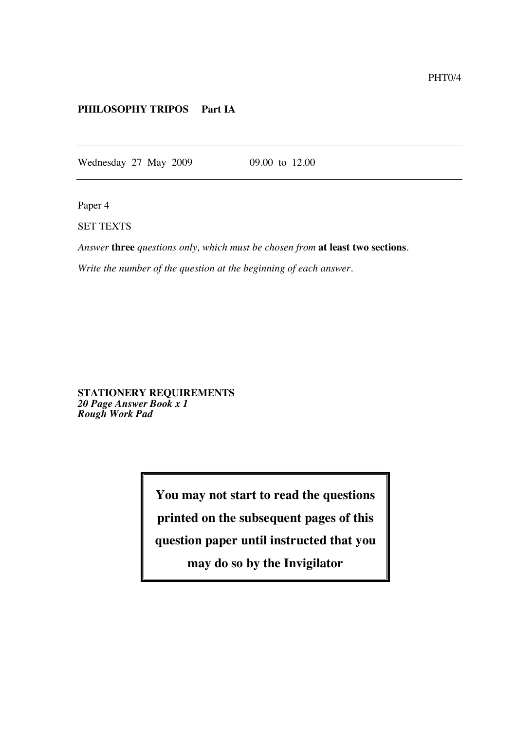PHT0/4

**PHILOSOPHY TRIPOS Part IA**

---

Wednesday 27 May 2009 09.00 to 12.00

---

Paper 4

SET TEXTS

*Answer* **three** *questions only, which must be chosen from* **at least two sections**.

*Write the number of the question at the beginning of each answer*.

**STATIONERY REQUIREMENTS**
***20 Page Answer Book x 1***
***Rough Work Pad***

**You may not start to read the questions printed on the subsequent pages of this question paper until instructed that you may do so by the Invigilator**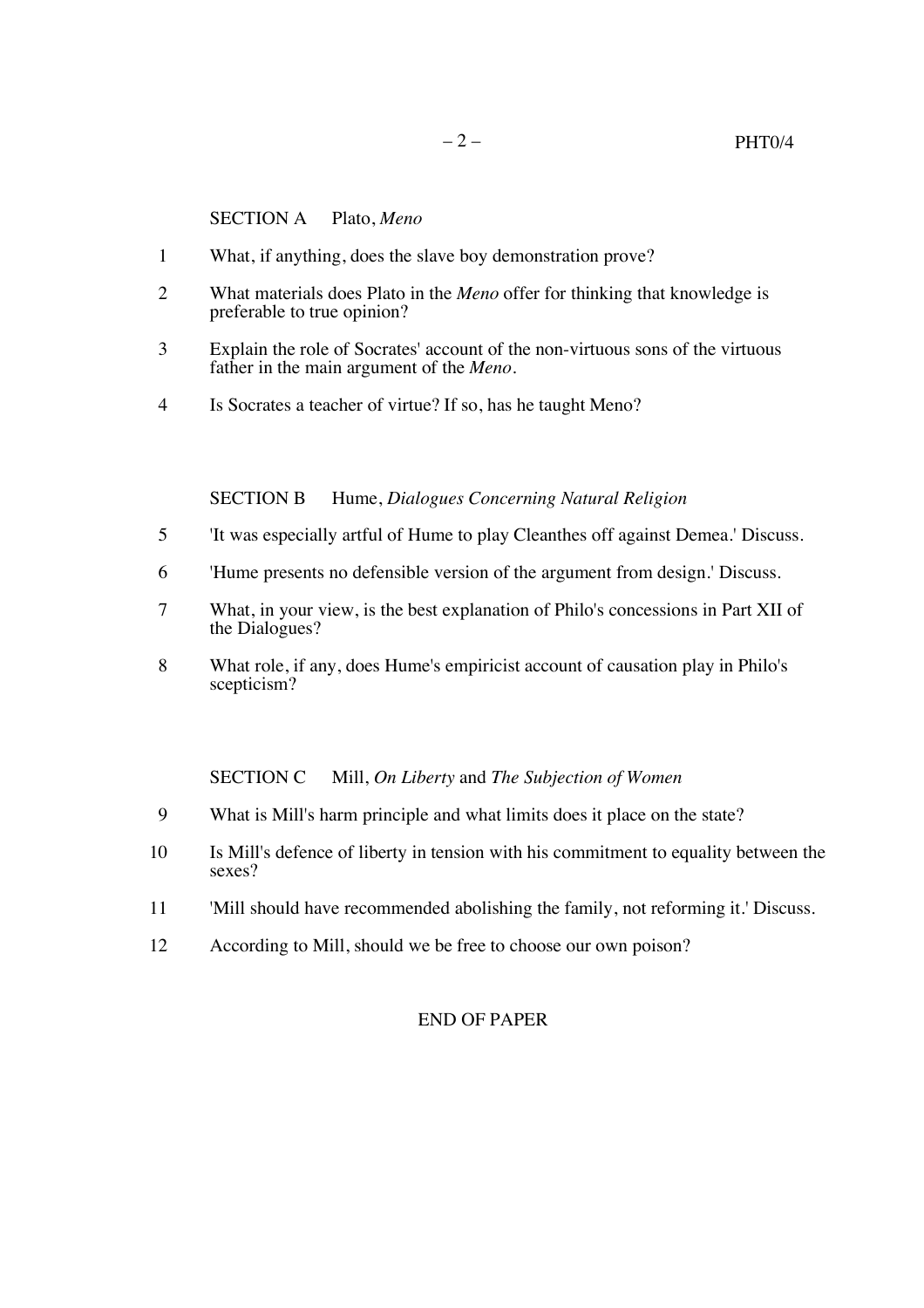## SECTION A Plato, *Meno*

1. What, if anything, does the slave boy demonstration prove?
2. What materials does Plato in the *Meno* offer for thinking that knowledge is preferable to true opinion?
3. Explain the role of Socrates' account of the non-virtuous sons of the virtuous father in the main argument of the *Meno*.
4. Is Socrates a teacher of virtue? If so, has he taught Meno?

## SECTION B Hume, *Dialogues Concerning Natural Religion*

5. 'It was especially artful of Hume to play Cleanthes off against Demea.' Discuss.
6. 'Hume presents no defensible version of the argument from design.' Discuss.
7. What, in your view, is the best explanation of Philo's concessions in Part XII of the Dialogues?
8. What role, if any, does Hume's empiricist account of causation play in Philo's scepticism?

## SECTION C Mill, *On Liberty* and *The Subjection of Women*

9. What is Mill's harm principle and what limits does it place on the state?
10. Is Mill's defence of liberty in tension with his commitment to equality between the sexes?
11. 'Mill should have recommended abolishing the family, not reforming it.' Discuss.
12. According to Mill, should we be free to choose our own poison?

END OF PAPER